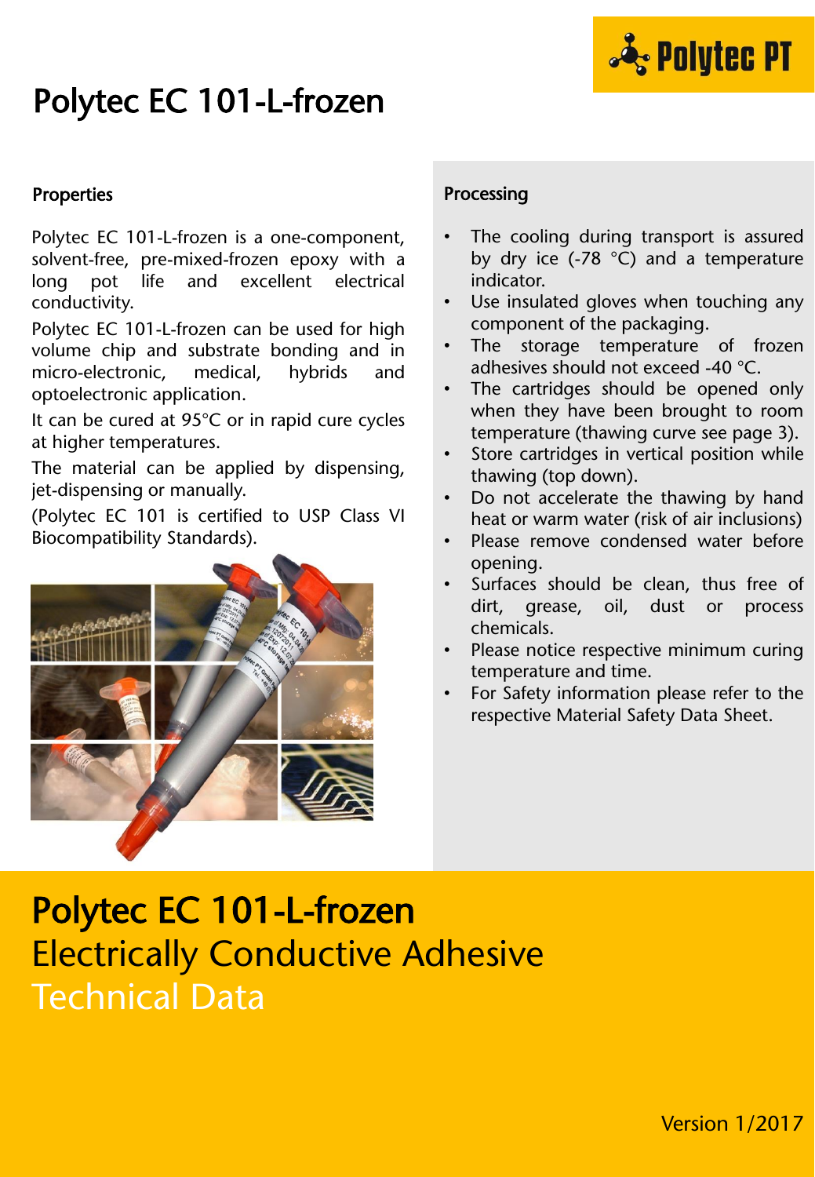# Polytec EC 101-L-frozen

## Properties

Polytec EC 101-L-frozen is a one-component, solvent-free, pre-mixed-frozen epoxy with a long pot life and excellent electrical conductivity.

Polytec EC 101-L-frozen can be used for high volume chip and substrate bonding and in micro-electronic, medical, hybrids and optoelectronic application.

It can be cured at 95°C or in rapid cure cycles at higher temperatures.

The material can be applied by dispensing, jet-dispensing or manually.

(Polytec EC 101 is certified to USP Class VI Biocompatibility Standards).

## Processing

- The cooling during transport is assured by dry ice (-78 °C) and a temperature indicator.
- Use insulated gloves when touching any component of the packaging.
- The storage temperature of frozen adhesives should not exceed -40 °C.
- The cartridges should be opened only when they have been brought to room temperature (thawing curve see page 3).
- Store cartridges in vertical position while thawing (top down).
- Do not accelerate the thawing by hand heat or warm water (risk of air inclusions)
- Please remove condensed water before opening.
- Surfaces should be clean, thus free of dirt, grease, oil, dust or process chemicals.
- Please notice respective minimum curing temperature and time.
- For Safety information please refer to the respective Material Safety Data Sheet.

# Polytec EC 101-L-frozen

## Electrically Conductive Adhesive

## Technical Data

Version 1/2017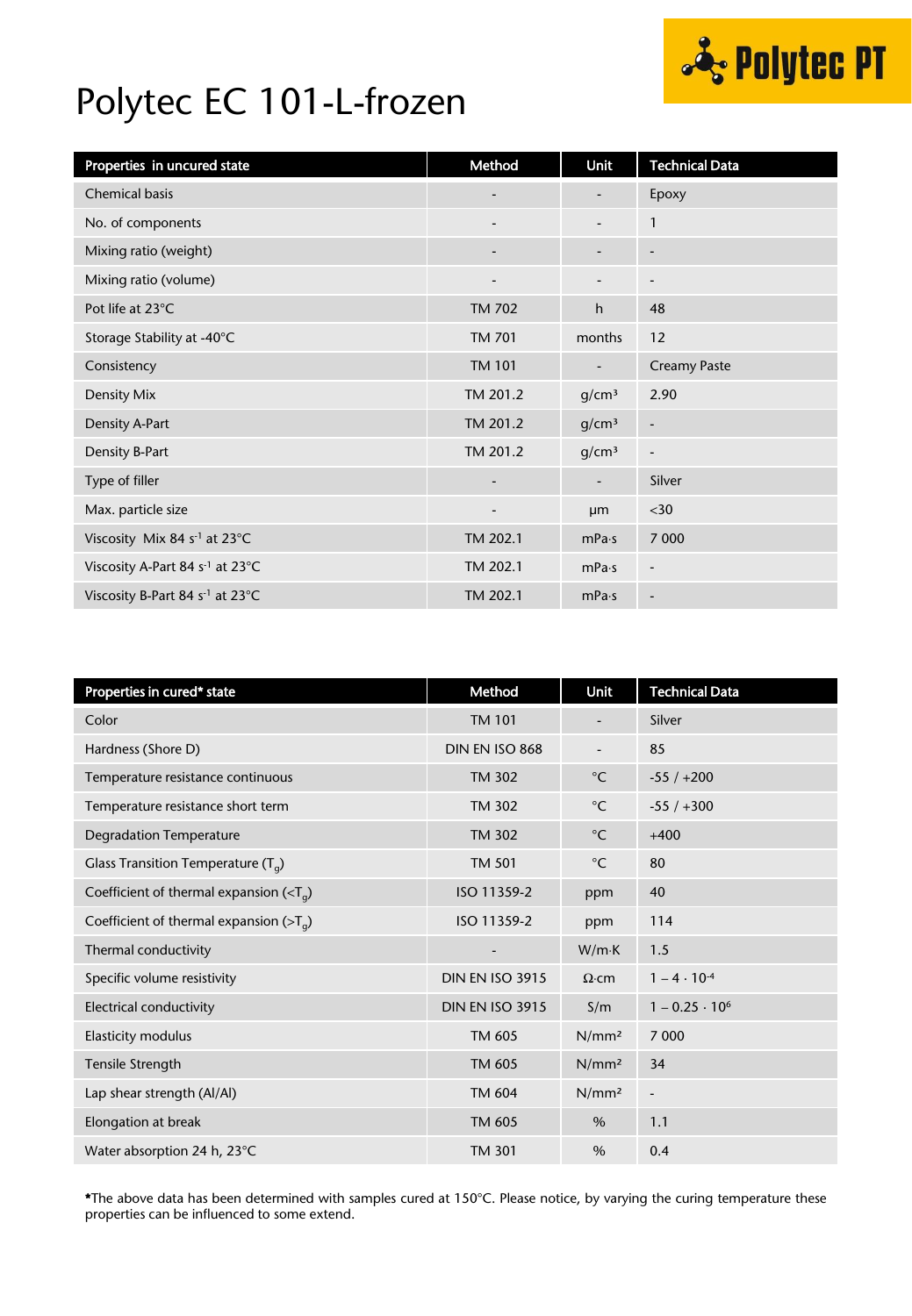# Polytec EC 101-L-frozen

| Properties in uncured state | Method | Unit | Technical Data |
|---|---|---|---|
| Chemical basis | - | - | Epoxy |
| No. of components | - | - | 1 |
| Mixing ratio (weight) | - | - | - |
| Mixing ratio (volume) | - | - | - |
| Pot life at 23°C | TM 702 | h | 48 |
| Storage Stability at -40°C | TM 701 | months | 12 |
| Consistency | TM 101 | - | Creamy Paste |
| Density Mix | TM 201.2 | g/cm³ | 2.90 |
| Density A-Part | TM 201.2 | g/cm³ | - |
| Density B-Part | TM 201.2 | g/cm³ | - |
| Type of filler | - | - | Silver |
| Max. particle size | - | µm | <30 |
| Viscosity Mix 84 $s^{-1}$ at 23°C | TM 202.1 | mPa·s | 7 000 |
| Viscosity A-Part 84 $s^{-1}$ at 23°C | TM 202.1 | mPa·s | - |
| Viscosity B-Part 84 $s^{-1}$ at 23°C | TM 202.1 | mPa·s | - |

| Properties in cured* state | Method | Unit | Technical Data |
|---|---|---|---|
| Color | TM 101 | - | Silver |
| Hardness (Shore D) | DIN EN ISO 868 | - | 85 |
| Temperature resistance continuous | TM 302 | °C | -55 / +200 |
| Temperature resistance short term | TM 302 | °C | -55 / +300 |
| Degradation Temperature | TM 302 | °C | +400 |
| Glass Transition Temperature ($T_g$) | TM 501 | °C | 80 |
| Coefficient of thermal expansion (<$T_g$) | ISO 11359-2 | ppm | 40 |
| Coefficient of thermal expansion (>$T_g$) | ISO 11359-2 | ppm | 114 |
| Thermal conductivity | - | W/m·K | 1.5 |
| Specific volume resistivity | DIN EN ISO 3915 | Ω·cm | $1 - 4 \cdot 10^{-4}$ |
| Electrical conductivity | DIN EN ISO 3915 | S/m | $1 - 0.25 \cdot 10^{6}$ |
| Elasticity modulus | TM 605 | N/mm² | 7 000 |
| Tensile Strength | TM 605 | N/mm² | 34 |
| Lap shear strength (Al/Al) | TM 604 | N/mm² | - |
| Elongation at break | TM 605 | % | 1.1 |
| Water absorption 24 h, 23°C | TM 301 | % | 0.4 |

**\***The above data has been determined with samples cured at 150°C. Please notice, by varying the curing temperature these properties can be influenced to some extend.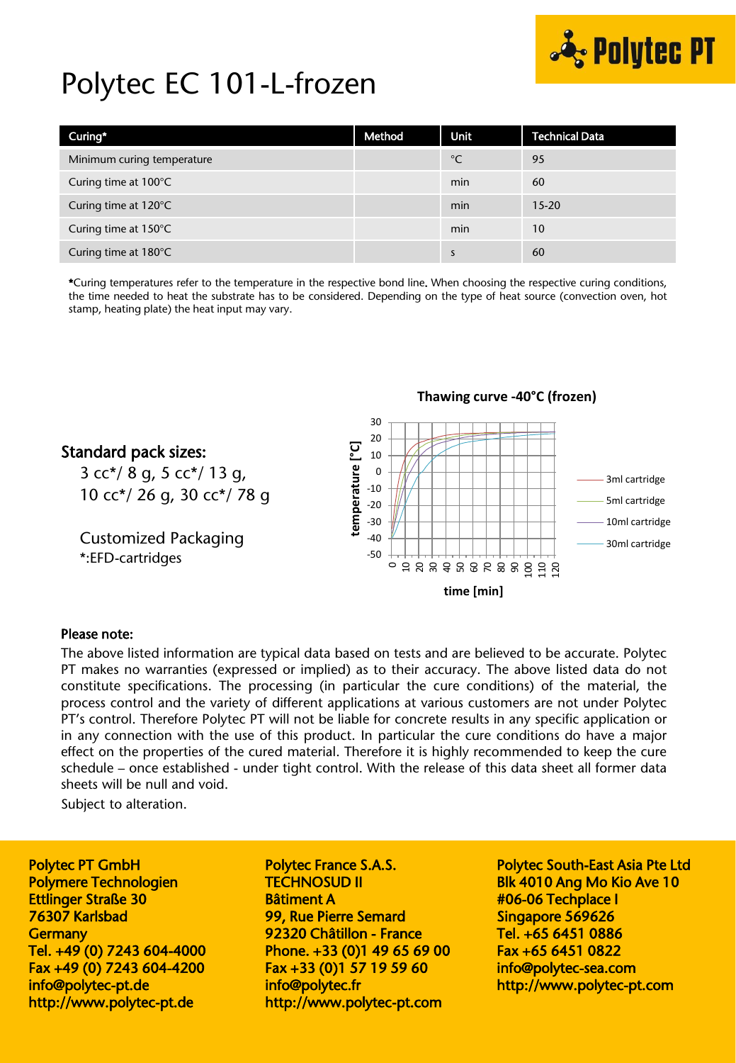# Polytec EC 101-L-frozen

| Curing* | Method | Unit | Technical Data |
|---|---|---|---|
| Minimum curing temperature | | °C | 95 |
| Curing time at 100°C | | min | 60 |
| Curing time at 120°C | | min | 15-20 |
| Curing time at 150°C | | min | 10 |
| Curing time at 180°C | | s | 60 |

***Curing temperatures refer to the temperature in the respective bond line.** When choosing the respective curing conditions, the time needed to heat the substrate has to be considered. Depending on the type of heat source (convection oven, hot stamp, heating plate) the heat input may vary.

## Standard pack sizes:

3 cc*/ 8 g, 5 cc*/ 13 g,
10 cc*/ 26 g, 30 cc*/ 78 g

Customized Packaging
*:EFD-cartridges

**Thawing curve -40°C (frozen)**

temperature [°C]
30
20
10
0
-10
-20
-30
-40
-50

time [min]
0
10
20
30
40
50
60
70
80
90
100
110
120

3ml cartridge
5ml cartridge
10ml cartridge
30ml cartridge

**Please note:**

The above listed information are typical data based on tests and are believed to be accurate. Polytec PT makes no warranties (expressed or implied) as to their accuracy. The above listed data do not constitute specifications. The processing (in particular the cure conditions) of the material, the process control and the variety of different applications at various customers are not under Polytec PT's control. Therefore Polytec PT will not be liable for concrete results in any specific application or in any connection with the use of this product. In particular the cure conditions do have a major effect on the properties of the cured material. Therefore it is highly recommended to keep the cure schedule – once established - under tight control. With the release of this data sheet all former data sheets will be null and void.

Subject to alteration.

**Polytec PT GmbH**
**Polymere Technologien**
**Ettlinger Straße 30**
**76307 Karlsbad**
**Germany**
**Tel. +49 (0) 7243 604-4000**
**Fax +49 (0) 7243 604-4200**
**info@polytec-pt.de**
**http://www.polytec-pt.de**

**Polytec France S.A.S.**
**TECHNOSUD II**
**Bâtiment A**
**99, Rue Pierre Semard**
**92320 Châtillon - France**
**Phone. +33 (0)1 49 65 69 00**
**Fax +33 (0)1 57 19 59 60**
**info@polytec.fr**
**http://www.polytec-pt.com**

**Polytec South-East Asia Pte Ltd**
**Blk 4010 Ang Mo Kio Ave 10**
**#06-06 Techplace I**
**Singapore 569626**
**Tel. +65 6451 0886**
**Fax +65 6451 0822**
**info@polytec-sea.com**
**http://www.polytec-pt.com**